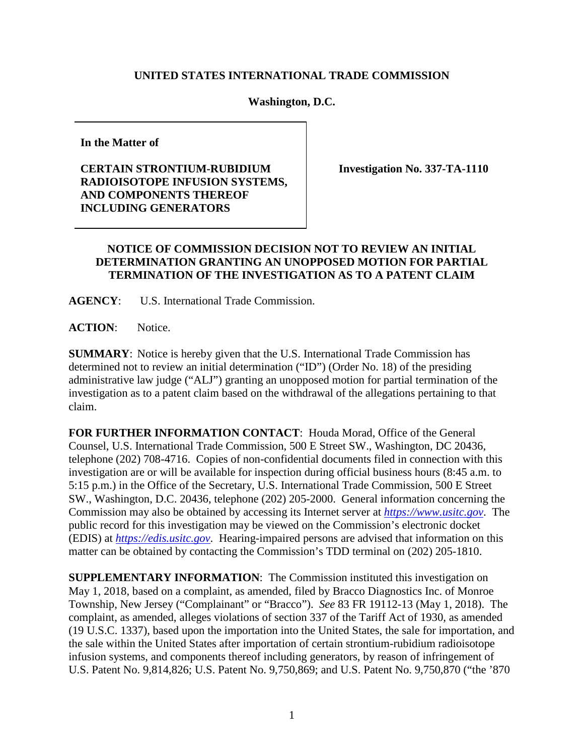**UNITED STATES INTERNATIONAL TRADE COMMISSION**

**Washington, D.C.**

| | |
|---|---|
| **In the Matter of**<br><br>**CERTAIN STRONTIUM-RUBIDIUM RADIOISOTOPE INFUSION SYSTEMS, AND COMPONENTS THEREOF INCLUDING GENERATORS** | **Investigation No. 337-TA-1110** |

**NOTICE OF COMMISSION DECISION NOT TO REVIEW AN INITIAL DETERMINATION GRANTING AN UNOPPOSED MOTION FOR PARTIAL TERMINATION OF THE INVESTIGATION AS TO A PATENT CLAIM**

**AGENCY**: U.S. International Trade Commission.

**ACTION**: Notice.

**SUMMARY**: Notice is hereby given that the U.S. International Trade Commission has determined not to review an initial determination ("ID") (Order No. 18) of the presiding administrative law judge ("ALJ") granting an unopposed motion for partial termination of the investigation as to a patent claim based on the withdrawal of the allegations pertaining to that claim.

**FOR FURTHER INFORMATION CONTACT**: Houda Morad, Office of the General Counsel, U.S. International Trade Commission, 500 E Street SW., Washington, DC 20436, telephone (202) 708-4716. Copies of non-confidential documents filed in connection with this investigation are or will be available for inspection during official business hours (8:45 a.m. to 5:15 p.m.) in the Office of the Secretary, U.S. International Trade Commission, 500 E Street SW., Washington, D.C. 20436, telephone (202) 205-2000. General information concerning the Commission may also be obtained by accessing its Internet server at *https://www.usitc.gov*. The public record for this investigation may be viewed on the Commission's electronic docket (EDIS) at *https://edis.usitc.gov*. Hearing-impaired persons are advised that information on this matter can be obtained by contacting the Commission's TDD terminal on (202) 205-1810.

**SUPPLEMENTARY INFORMATION**: The Commission instituted this investigation on May 1, 2018, based on a complaint, as amended, filed by Bracco Diagnostics Inc. of Monroe Township, New Jersey ("Complainant" or "Bracco"). *See* 83 FR 19112-13 (May 1, 2018). The complaint, as amended, alleges violations of section 337 of the Tariff Act of 1930, as amended (19 U.S.C. 1337), based upon the importation into the United States, the sale for importation, and the sale within the United States after importation of certain strontium-rubidium radioisotope infusion systems, and components thereof including generators, by reason of infringement of U.S. Patent No. 9,814,826; U.S. Patent No. 9,750,869; and U.S. Patent No. 9,750,870 ("the '870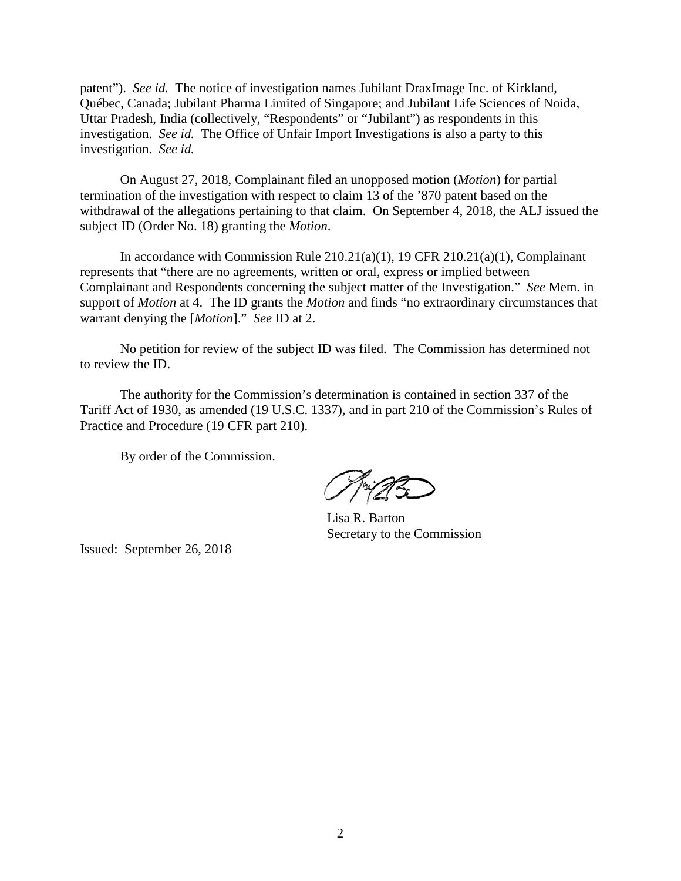patent"). *See id.* The notice of investigation names Jubilant DraxImage Inc. of Kirkland, Québec, Canada; Jubilant Pharma Limited of Singapore; and Jubilant Life Sciences of Noida, Uttar Pradesh, India (collectively, "Respondents" or "Jubilant") as respondents in this investigation. *See id.* The Office of Unfair Import Investigations is also a party to this investigation. *See id.*

On August 27, 2018, Complainant filed an unopposed motion (*Motion*) for partial termination of the investigation with respect to claim 13 of the '870 patent based on the withdrawal of the allegations pertaining to that claim. On September 4, 2018, the ALJ issued the subject ID (Order No. 18) granting the *Motion*.

In accordance with Commission Rule 210.21(a)(1), 19 CFR 210.21(a)(1), Complainant represents that "there are no agreements, written or oral, express or implied between Complainant and Respondents concerning the subject matter of the Investigation." *See* Mem. in support of *Motion* at 4. The ID grants the *Motion* and finds "no extraordinary circumstances that warrant denying the [*Motion*]." *See* ID at 2.

No petition for review of the subject ID was filed. The Commission has determined not to review the ID.

The authority for the Commission's determination is contained in section 337 of the Tariff Act of 1930, as amended (19 U.S.C. 1337), and in part 210 of the Commission's Rules of Practice and Procedure (19 CFR part 210).

By order of the Commission.

Lisa R. Barton
Secretary to the Commission

Issued: September 26, 2018